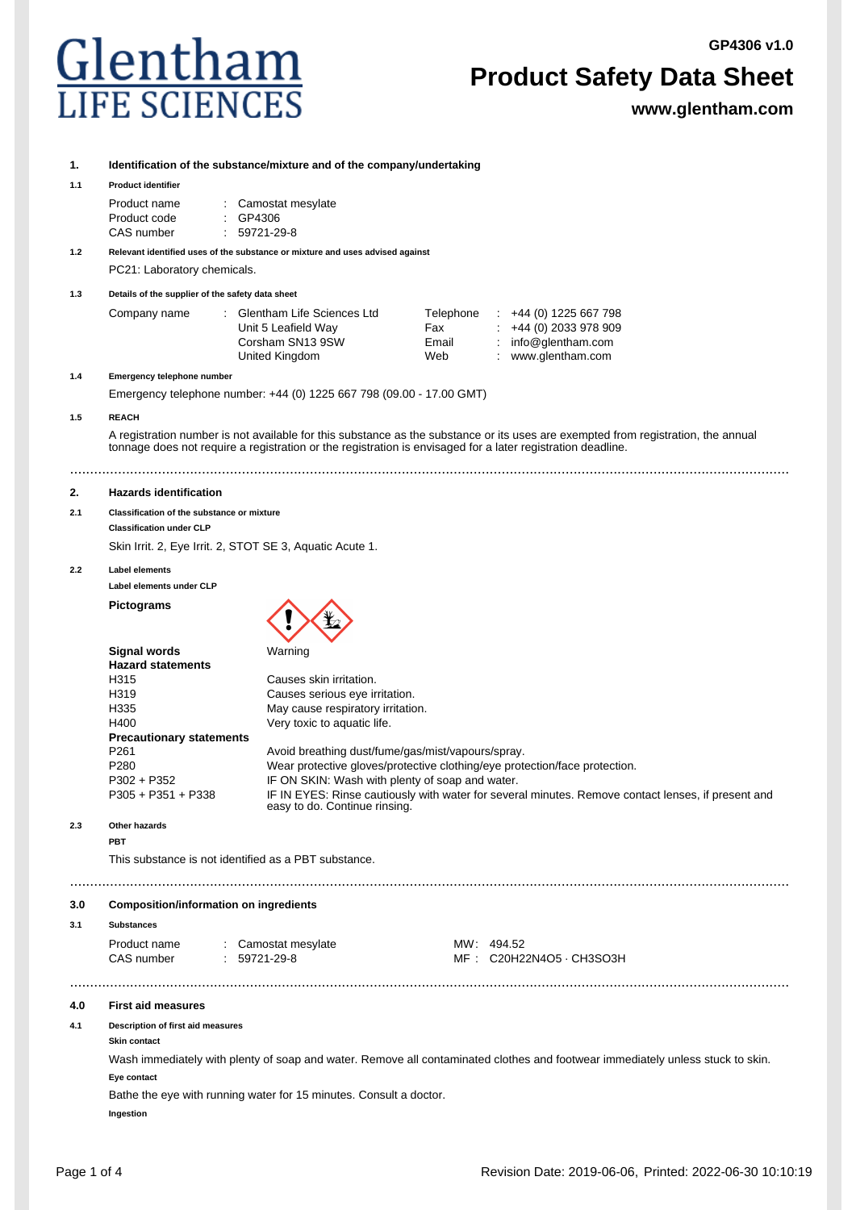# Glentham LIFE SCIENCES

GP4306 v1.0

# Product Safety Data Sheet

www.glentham.com

## 1. Identification of the substance/mixture and of the company/undertaking

### 1.1 Product identifier

| | | |
|---|---|---|
| Product name | : | Camostat mesylate |
| Product code | : | GP4306 |
| CAS number | : | 59721-29-8 |

### 1.2 Relevant identified uses of the substance or mixture and uses advised against

PC21: Laboratory chemicals.

### 1.3 Details of the supplier of the safety data sheet

| | | | | | |
|---|---|---|---|---|---|
| Company name | : | Glentham Life Sciences Ltd | Telephone | : | +44 (0) 1225 667 798 |
| | | Unit 5 Leafield Way | Fax | : | +44 (0) 2033 978 909 |
| | | Corsham SN13 9SW | Email | : | info@glentham.com |
| | | United Kingdom | Web | : | www.glentham.com |

### 1.4 Emergency telephone number

Emergency telephone number: +44 (0) 1225 667 798 (09.00 - 17.00 GMT)

### 1.5 REACH

A registration number is not available for this substance as the substance or its uses are exempted from registration, the annual tonnage does not require a registration or the registration is envisaged for a later registration deadline.

## 2. Hazards identification

### 2.1 Classification of the substance or mixture

**Classification under CLP**

Skin Irrit. 2, Eye Irrit. 2, STOT SE 3, Aquatic Acute 1.

### 2.2 Label elements

**Label elements under CLP**

**Pictograms**

**Signal words** Warning

**Hazard statements**

| | |
|---|---|
| H315 | Causes skin irritation. |
| H319 | Causes serious eye irritation. |
| H335 | May cause respiratory irritation. |
| H400 | Very toxic to aquatic life. |

**Precautionary statements**

| | |
|---|---|
| P261 | Avoid breathing dust/fume/gas/mist/vapours/spray. |
| P280 | Wear protective gloves/protective clothing/eye protection/face protection. |
| P302 + P352 | IF ON SKIN: Wash with plenty of soap and water. |
| P305 + P351 + P338 | IF IN EYES: Rinse cautiously with water for several minutes. Remove contact lenses, if present and easy to do. Continue rinsing. |

### 2.3 Other hazards

**PBT**

This substance is not identified as a PBT substance.

## 3.0 Composition/information on ingredients

### 3.1 Substances

| | | | | |
|---|---|---|---|---|
| Product name | : | Camostat mesylate | MW: | 494.52 |
| CAS number | : | 59721-29-8 | MF : | $C_{20}H_{22}N_4O_5 \cdot CH_3SO_3H$ |

## 4.0 First aid measures

### 4.1 Description of first aid measures

**Skin contact**

Wash immediately with plenty of soap and water. Remove all contaminated clothes and footwear immediately unless stuck to skin.

**Eye contact**

Bathe the eye with running water for 15 minutes. Consult a doctor.

**Ingestion**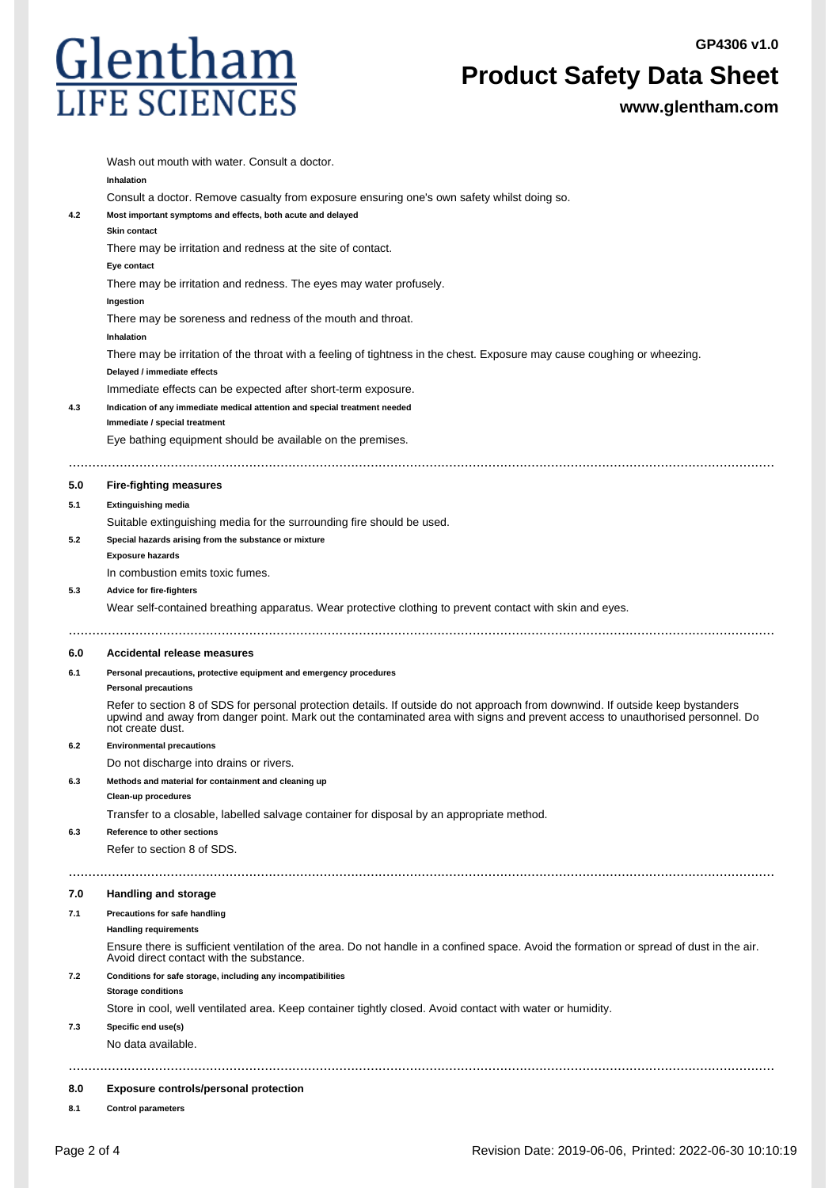Wash out mouth with water. Consult a doctor.

**Inhalation**

Consult a doctor. Remove casualty from exposure ensuring one's own safety whilst doing so.

**4.2 Most important symptoms and effects, both acute and delayed**

**Skin contact**

There may be irritation and redness at the site of contact.

**Eye contact**

There may be irritation and redness. The eyes may water profusely.

**Ingestion**

There may be soreness and redness of the mouth and throat.

**Inhalation**

There may be irritation of the throat with a feeling of tightness in the chest. Exposure may cause coughing or wheezing.

**Delayed / immediate effects**

Immediate effects can be expected after short-term exposure.

**4.3 Indication of any immediate medical attention and special treatment needed**

**Immediate / special treatment**

Eye bathing equipment should be available on the premises.

## 5.0 Fire-fighting measures

**5.1 Extinguishing media**

Suitable extinguishing media for the surrounding fire should be used.

**5.2 Special hazards arising from the substance or mixture**

**Exposure hazards**

In combustion emits toxic fumes.

**5.3 Advice for fire-fighters**

Wear self-contained breathing apparatus. Wear protective clothing to prevent contact with skin and eyes.

## 6.0 Accidental release measures

**6.1 Personal precautions, protective equipment and emergency procedures**

**Personal precautions**

Refer to section 8 of SDS for personal protection details. If outside do not approach from downwind. If outside keep bystanders upwind and away from danger point. Mark out the contaminated area with signs and prevent access to unauthorised personnel. Do not create dust.

**6.2 Environmental precautions**

Do not discharge into drains or rivers.

**6.3 Methods and material for containment and cleaning up**

**Clean-up procedures**

Transfer to a closable, labelled salvage container for disposal by an appropriate method.

**6.3 Reference to other sections**

Refer to section 8 of SDS.

## 7.0 Handling and storage

**7.1 Precautions for safe handling**

**Handling requirements**

Ensure there is sufficient ventilation of the area. Do not handle in a confined space. Avoid the formation or spread of dust in the air. Avoid direct contact with the substance.

**7.2 Conditions for safe storage, including any incompatibilities**

**Storage conditions**

Store in cool, well ventilated area. Keep container tightly closed. Avoid contact with water or humidity.

**7.3 Specific end use(s)**

No data available.

## 8.0 Exposure controls/personal protection

**8.1 Control parameters**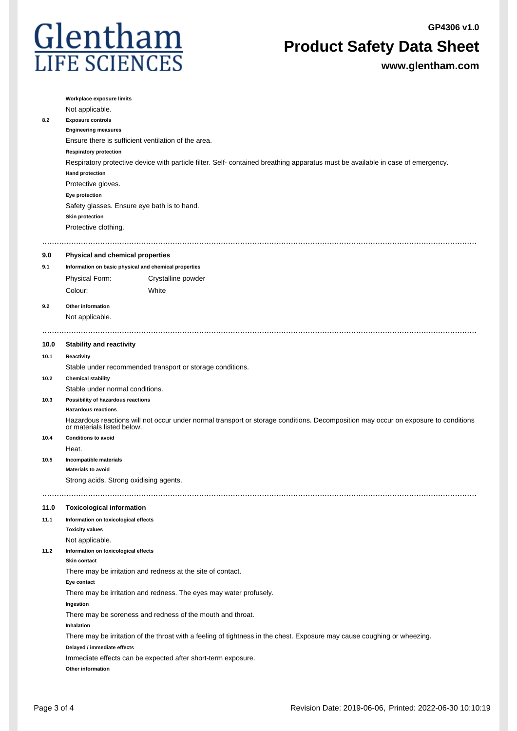**Workplace exposure limits**

Not applicable.

**8.2 Exposure controls**

**Engineering measures**

Ensure there is sufficient ventilation of the area.

**Respiratory protection**

Respiratory protective device with particle filter. Self- contained breathing apparatus must be available in case of emergency.

**Hand protection**

Protective gloves.

**Eye protection**

Safety glasses. Ensure eye bath is to hand.

**Skin protection**

Protective clothing.

---

## 9.0 Physical and chemical properties

**9.1 Information on basic physical and chemical properties**

| Physical Form: | Crystalline powder |
|---|---|
| Colour: | White |

**9.2 Other information**

Not applicable.

---

## 10.0 Stability and reactivity

**10.1 Reactivity**

Stable under recommended transport or storage conditions.

**10.2 Chemical stability**

Stable under normal conditions.

**10.3 Possibility of hazardous reactions**

**Hazardous reactions**

Hazardous reactions will not occur under normal transport or storage conditions. Decomposition may occur on exposure to conditions or materials listed below.

**10.4 Conditions to avoid**

Heat.

**10.5 Incompatible materials**

**Materials to avoid**

Strong acids. Strong oxidising agents.

---

## 11.0 Toxicological information

**11.1 Information on toxicological effects**

**Toxicity values**

Not applicable.

**11.2 Information on toxicological effects**

**Skin contact**

There may be irritation and redness at the site of contact.

**Eye contact**

There may be irritation and redness. The eyes may water profusely.

**Ingestion**

There may be soreness and redness of the mouth and throat.

**Inhalation**

There may be irritation of the throat with a feeling of tightness in the chest. Exposure may cause coughing or wheezing.

**Delayed / immediate effects**

Immediate effects can be expected after short-term exposure.

**Other information**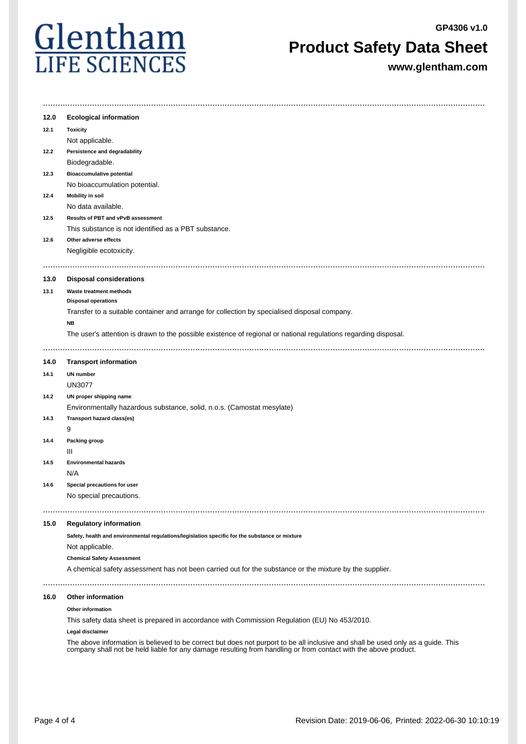## 12.0 Ecological information

**12.1 Toxicity**

Not applicable.

**12.2 Persistence and degradability**

Biodegradable.

**12.3 Bioaccumulative potential**

No bioaccumulation potential.

**12.4 Mobility in soil**

No data available.

**12.5 Results of PBT and vPvB assessment**

This substance is not identified as a PBT substance.

**12.6 Other adverse effects**

Negligible ecotoxicity.

## 13.0 Disposal considerations

**13.1 Waste treatment methods**

**Disposal operations**

Transfer to a suitable container and arrange for collection by specialised disposal company.

**NB**

The user's attention is drawn to the possible existence of regional or national regulations regarding disposal.

## 14.0 Transport information

**14.1 UN number**

UN3077

**14.2 UN proper shipping name**

Environmentally hazardous substance, solid, n.o.s. (Camostat mesylate)

**14.3 Transport hazard class(es)**

9

**14.4 Packing group**

III

**14.5 Environmental hazards**

N/A

**14.6 Special precautions for user**

No special precautions.

## 15.0 Regulatory information

**Safety, health and environmental regulations/legislation specific for the substance or mixture**

Not applicable.

**Chemical Safety Assessment**

A chemical safety assessment has not been carried out for the substance or the mixture by the supplier.

## 16.0 Other information

**Other information**

This safety data sheet is prepared in accordance with Commission Regulation (EU) No 453/2010.

**Legal disclaimer**

The above information is believed to be correct but does not purport to be all inclusive and shall be used only as a guide. This company shall not be held liable for any damage resulting from handling or from contact with the above product.

Revision Date: 2019-06-06, Printed: 2022-06-30 10:10:19